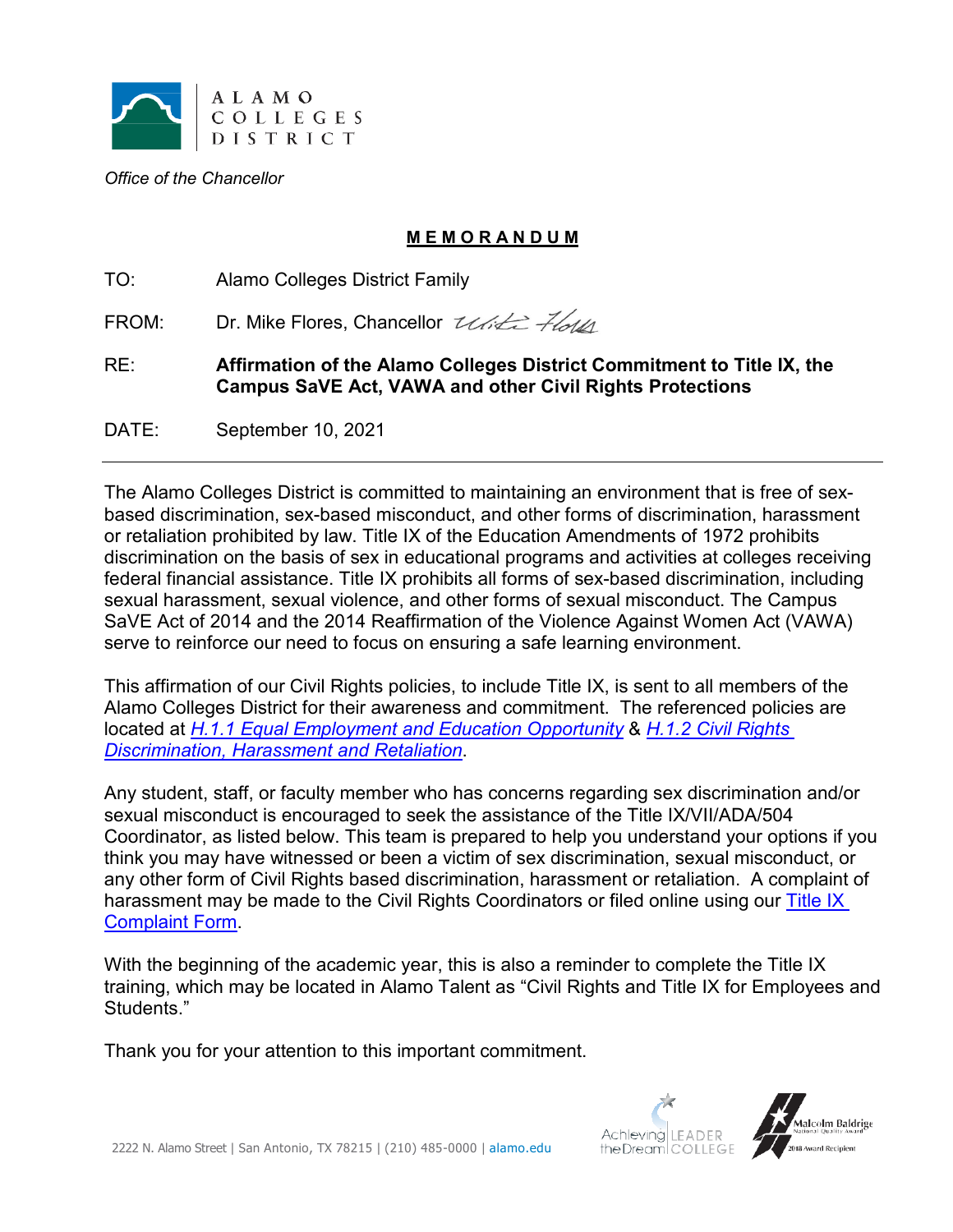ALAMO COLLEGES DISTRICT

*Office of the Chancellor*

**MEMORANDUM**

TO: Alamo Colleges District Family

FROM: Dr. Mike Flores, Chancellor

RE: **Affirmation of the Alamo Colleges District Commitment to Title IX, the Campus SaVE Act, VAWA and other Civil Rights Protections**

DATE: September 10, 2021

---

The Alamo Colleges District is committed to maintaining an environment that is free of sex-based discrimination, sex-based misconduct, and other forms of discrimination, harassment or retaliation prohibited by law. Title IX of the Education Amendments of 1972 prohibits discrimination on the basis of sex in educational programs and activities at colleges receiving federal financial assistance. Title IX prohibits all forms of sex-based discrimination, including sexual harassment, sexual violence, and other forms of sexual misconduct. The Campus SaVE Act of 2014 and the 2014 Reaffirmation of the Violence Against Women Act (VAWA) serve to reinforce our need to focus on ensuring a safe learning environment.

This affirmation of our Civil Rights policies, to include Title IX, is sent to all members of the Alamo Colleges District for their awareness and commitment. The referenced policies are located at *H.1.1 Equal Employment and Education Opportunity* & *H.1.2 Civil Rights Discrimination, Harassment and Retaliation*.

Any student, staff, or faculty member who has concerns regarding sex discrimination and/or sexual misconduct is encouraged to seek the assistance of the Title IX/VII/ADA/504 Coordinator, as listed below. This team is prepared to help you understand your options if you think you may have witnessed or been a victim of sex discrimination, sexual misconduct, or any other form of Civil Rights based discrimination, harassment or retaliation. A complaint of harassment may be made to the Civil Rights Coordinators or filed online using our Title IX Complaint Form.

With the beginning of the academic year, this is also a reminder to complete the Title IX training, which may be located in Alamo Talent as "Civil Rights and Title IX for Employees and Students."

Thank you for your attention to this important commitment.

2222 N. Alamo Street | San Antonio, TX 78215 | (210) 485-0000 | alamo.edu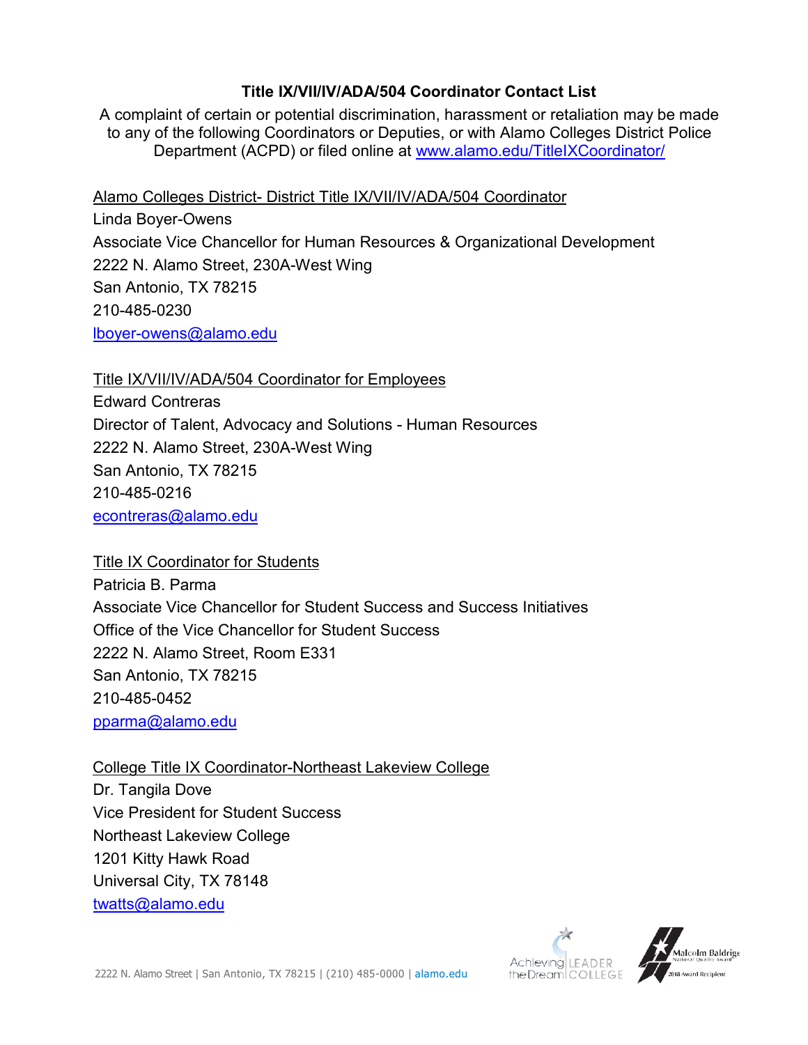**Title IX/VII/IV/ADA/504 Coordinator Contact List**

A complaint of certain or potential discrimination, harassment or retaliation may be made to any of the following Coordinators or Deputies, or with Alamo Colleges District Police Department (ACPD) or filed online at [www.alamo.edu/TitleIXCoordinator/](www.alamo.edu/TitleIXCoordinator/)

<u>Alamo Colleges District- District Title IX/VII/IV/ADA/504 Coordinator</u>
Linda Boyer-Owens
Associate Vice Chancellor for Human Resources & Organizational Development
2222 N. Alamo Street, 230A-West Wing
San Antonio, TX 78215
210-485-0230
[lboyer-owens@alamo.edu](mailto:lboyer-owens@alamo.edu)

<u>Title IX/VII/IV/ADA/504 Coordinator for Employees</u>
Edward Contreras
Director of Talent, Advocacy and Solutions - Human Resources
2222 N. Alamo Street, 230A-West Wing
San Antonio, TX 78215
210-485-0216
[econtreras@alamo.edu](mailto:econtreras@alamo.edu)

<u>Title IX Coordinator for Students</u>
Patricia B. Parma
Associate Vice Chancellor for Student Success and Success Initiatives
Office of the Vice Chancellor for Student Success
2222 N. Alamo Street, Room E331
San Antonio, TX 78215
210-485-0452
[pparma@alamo.edu](mailto:pparma@alamo.edu)

<u>College Title IX Coordinator-Northeast Lakeview College</u>
Dr. Tangila Dove
Vice President for Student Success
Northeast Lakeview College
1201 Kitty Hawk Road
Universal City, TX 78148
[twatts@alamo.edu](mailto:twatts@alamo.edu)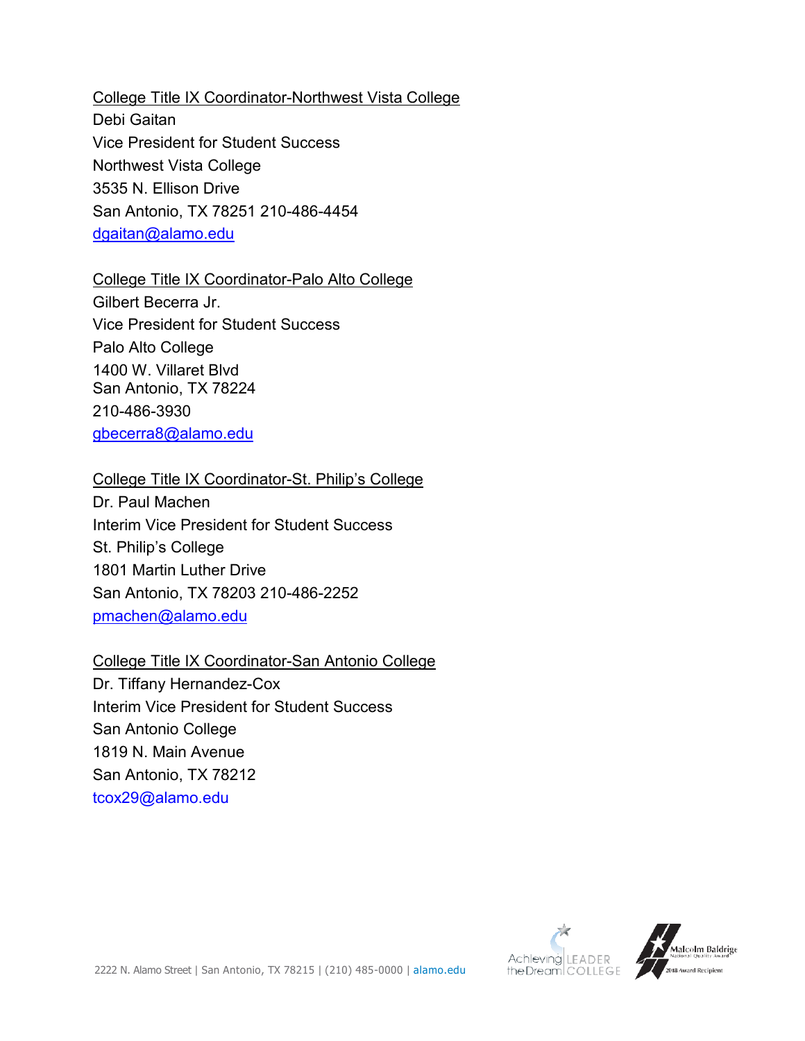College Title IX Coordinator-Northwest Vista College
Debi Gaitan
Vice President for Student Success
Northwest Vista College
3535 N. Ellison Drive
San Antonio, TX 78251 210-486-4454
dgaitan@alamo.edu

College Title IX Coordinator-Palo Alto College
Gilbert Becerra Jr.
Vice President for Student Success
Palo Alto College
1400 W. Villaret Blvd
San Antonio, TX 78224
210-486-3930
gbecerra8@alamo.edu

College Title IX Coordinator-St. Philip's College
Dr. Paul Machen
Interim Vice President for Student Success
St. Philip's College
1801 Martin Luther Drive
San Antonio, TX 78203 210-486-2252
pmachen@alamo.edu

College Title IX Coordinator-San Antonio College
Dr. Tiffany Hernandez-Cox
Interim Vice President for Student Success
San Antonio College
1819 N. Main Avenue
San Antonio, TX 78212
tcox29@alamo.edu